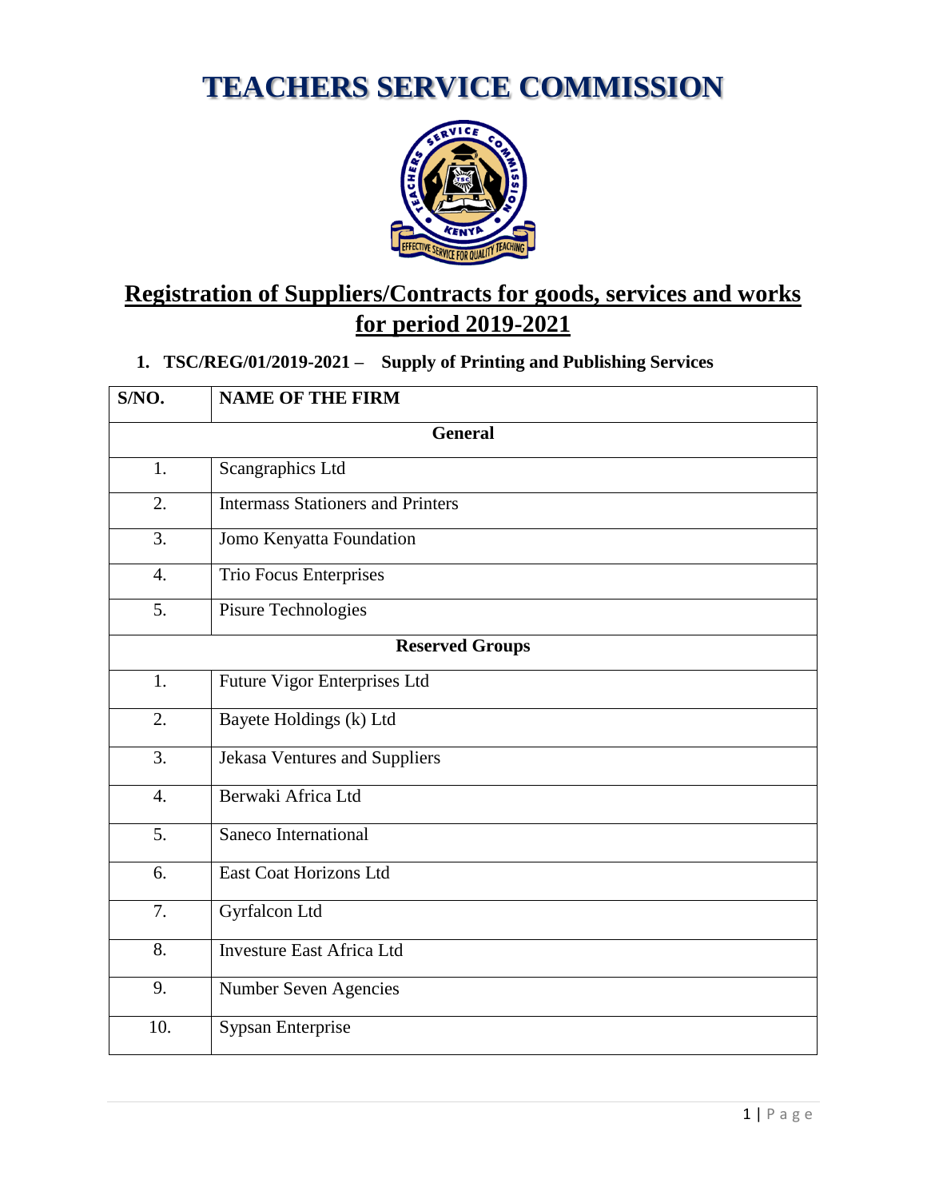# TEACHERS SERVICE COMMISSION

## Registration of Suppliers/Contracts for goods, services and works for period 2019-2021

### 1. TSC/REG/01/2019-2021 – Supply of Printing and Publishing Services

| S/NO. | NAME OF THE FIRM |
|---|---|
| **General** | |
| 1. | Scangraphics Ltd |
| 2. | Intermass Stationers and Printers |
| 3. | Jomo Kenyatta Foundation |
| 4. | Trio Focus Enterprises |
| 5. | Pisure Technologies |
| **Reserved Groups** | |
| 1. | Future Vigor Enterprises Ltd |
| 2. | Bayete Holdings (k) Ltd |
| 3. | Jekasa Ventures and Suppliers |
| 4. | Berwaki Africa Ltd |
| 5. | Saneco International |
| 6. | East Coat Horizons Ltd |
| 7. | Gyrfalcon Ltd |
| 8. | Investure East Africa Ltd |
| 9. | Number Seven Agencies |
| 10. | Sypsan Enterprise |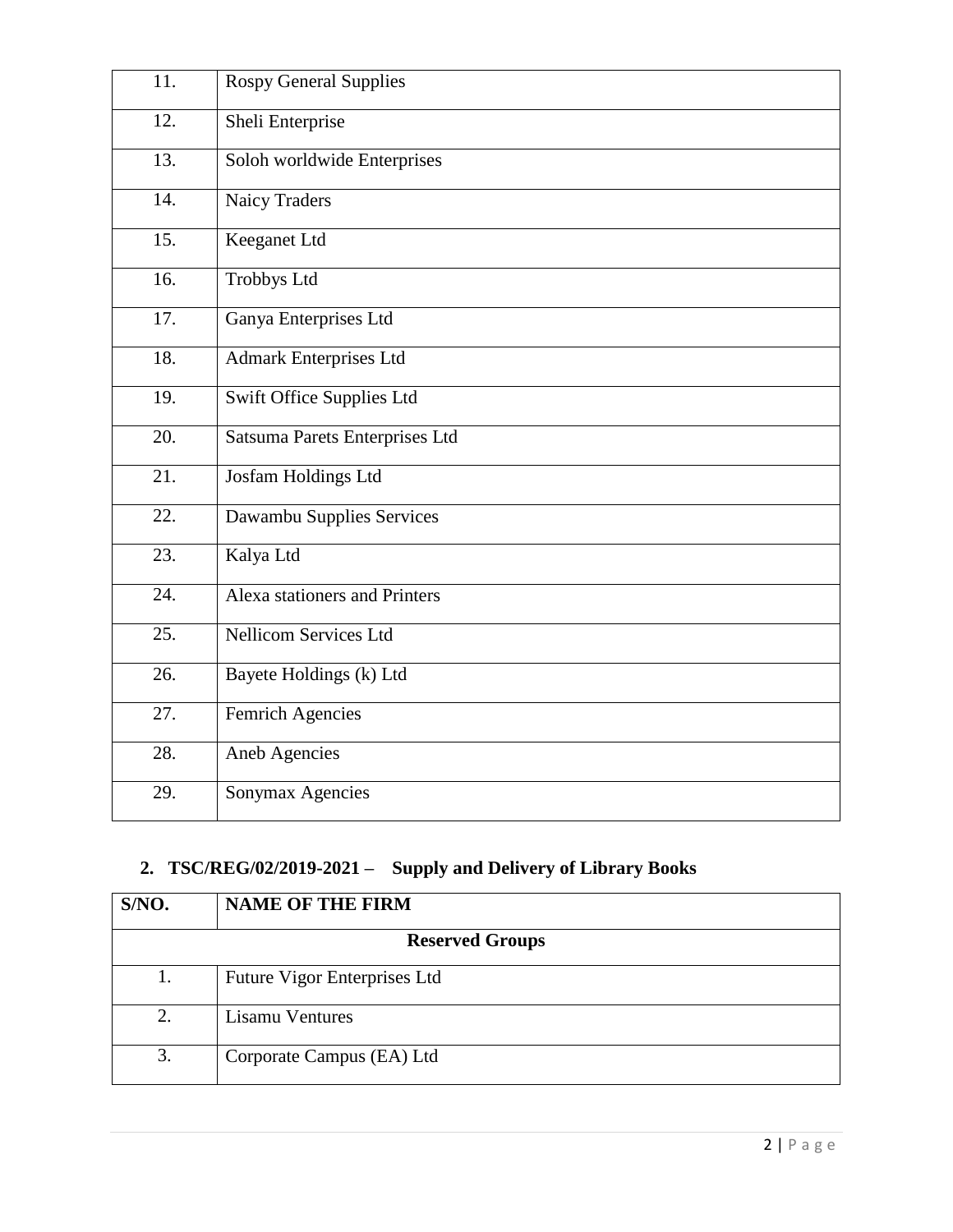| | |
|---|---|
| 11. | Rospy General Supplies |
| 12. | Sheli Enterprise |
| 13. | Soloh worldwide Enterprises |
| 14. | Naicy Traders |
| 15. | Keeganet Ltd |
| 16. | Trobbys Ltd |
| 17. | Ganya Enterprises Ltd |
| 18. | Admark Enterprises Ltd |
| 19. | Swift Office Supplies Ltd |
| 20. | Satsuma Parets Enterprises Ltd |
| 21. | Josfam Holdings Ltd |
| 22. | Dawambu Supplies Services |
| 23. | Kalya Ltd |
| 24. | Alexa stationers and Printers |
| 25. | Nellicom Services Ltd |
| 26. | Bayete Holdings (k) Ltd |
| 27. | Femrich Agencies |
| 28. | Aneb Agencies |
| 29. | Sonymax Agencies |

## 2. TSC/REG/02/2019-2021 – Supply and Delivery of Library Books

| S/NO. | NAME OF THE FIRM |
|---|---|
| **Reserved Groups** | |
| 1. | Future Vigor Enterprises Ltd |
| 2. | Lisamu Ventures |
| 3. | Corporate Campus (EA) Ltd |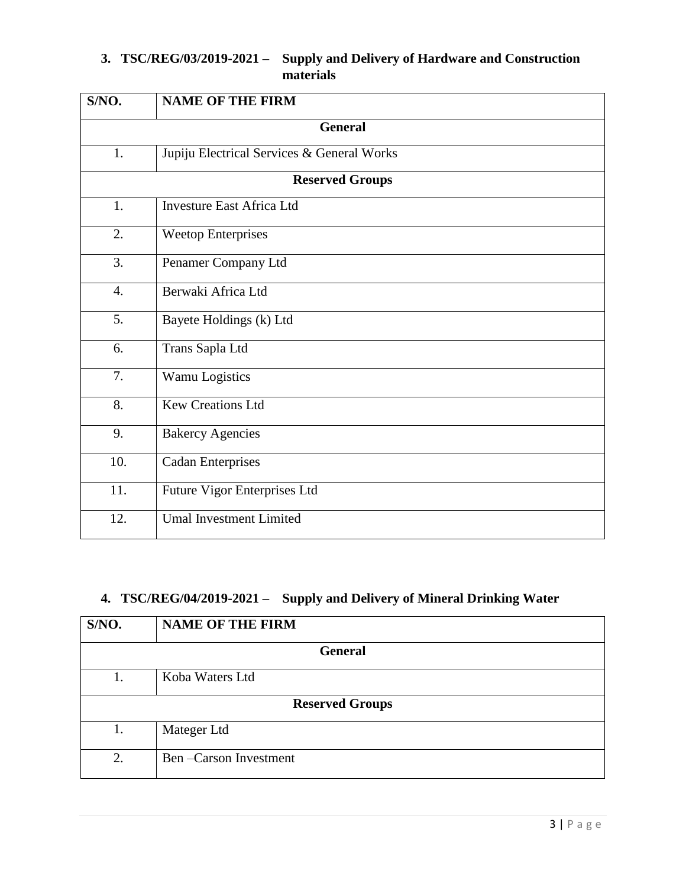### 3. TSC/REG/03/2019-2021 – Supply and Delivery of Hardware and Construction materials

| S/NO. | NAME OF THE FIRM |
|---|---|
| **General** | |
| 1. | Jupiju Electrical Services & General Works |
| **Reserved Groups** | |
| 1. | Investure East Africa Ltd |
| 2. | Weetop Enterprises |
| 3. | Penamer Company Ltd |
| 4. | Berwaki Africa Ltd |
| 5. | Bayete Holdings (k) Ltd |
| 6. | Trans Sapla Ltd |
| 7. | Wamu Logistics |
| 8. | Kew Creations Ltd |
| 9. | Bakercy Agencies |
| 10. | Cadan Enterprises |
| 11. | Future Vigor Enterprises Ltd |
| 12. | Umal Investment Limited |

### 4. TSC/REG/04/2019-2021 – Supply and Delivery of Mineral Drinking Water

| S/NO. | NAME OF THE FIRM |
|---|---|
| **General** | |
| 1. | Koba Waters Ltd |
| **Reserved Groups** | |
| 1. | Mateger Ltd |
| 2. | Ben –Carson Investment |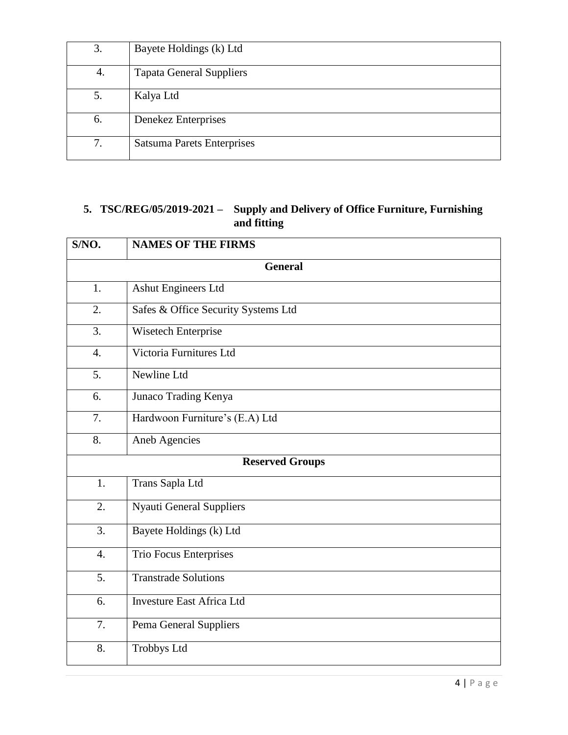| | |
|---|---|
| 3. | Bayete Holdings (k) Ltd |
| 4. | Tapata General Suppliers |
| 5. | Kalya Ltd |
| 6. | Denekez Enterprises |
| 7. | Satsuma Parets Enterprises |

**5. TSC/REG/05/2019-2021 – Supply and Delivery of Office Furniture, Furnishing and fitting**

| S/NO. | NAMES OF THE FIRMS |
|---|---|
| **General** | |
| 1. | Ashut Engineers Ltd |
| 2. | Safes & Office Security Systems Ltd |
| 3. | Wisetech Enterprise |
| 4. | Victoria Furnitures Ltd |
| 5. | Newline Ltd |
| 6. | Junaco Trading Kenya |
| 7. | Hardwoon Furniture's (E.A) Ltd |
| 8. | Aneb Agencies |
| **Reserved Groups** | |
| 1. | Trans Sapla Ltd |
| 2. | Nyauti General Suppliers |
| 3. | Bayete Holdings (k) Ltd |
| 4. | Trio Focus Enterprises |
| 5. | Transtrade Solutions |
| 6. | Investure East Africa Ltd |
| 7. | Pema General Suppliers |
| 8. | Trobbys Ltd |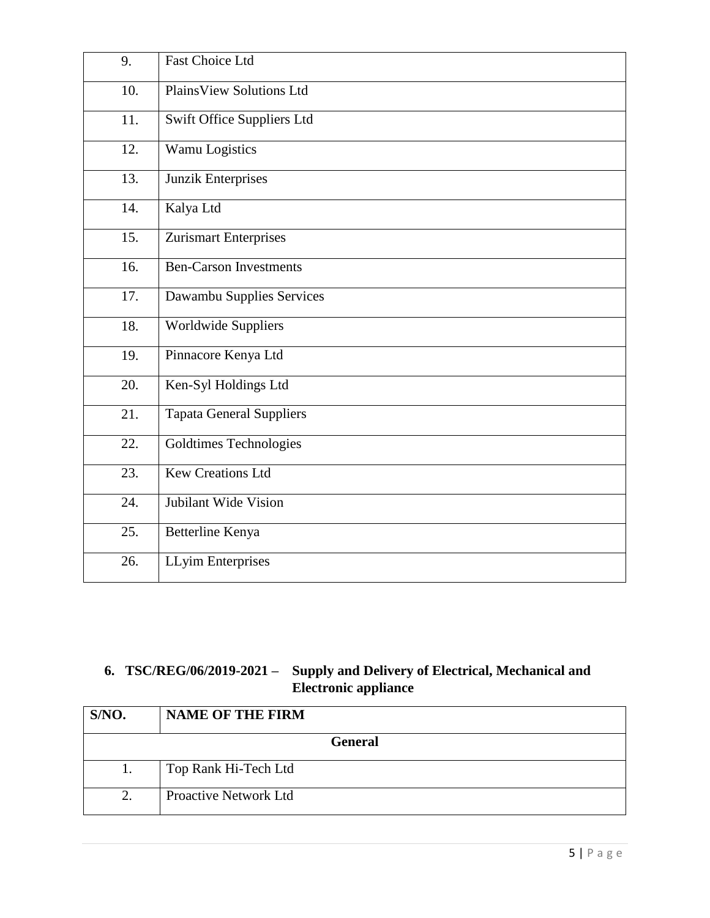| | |
|---|---|
| 9. | Fast Choice Ltd |
| 10. | PlainsView Solutions Ltd |
| 11. | Swift Office Suppliers Ltd |
| 12. | Wamu Logistics |
| 13. | Junzik Enterprises |
| 14. | Kalya Ltd |
| 15. | Zurismart Enterprises |
| 16. | Ben-Carson Investments |
| 17. | Dawambu Supplies Services |
| 18. | Worldwide Suppliers |
| 19. | Pinnacore Kenya Ltd |
| 20. | Ken-Syl Holdings Ltd |
| 21. | Tapata General Suppliers |
| 22. | Goldtimes Technologies |
| 23. | Kew Creations Ltd |
| 24. | Jubilant Wide Vision |
| 25. | Betterline Kenya |
| 26. | LLyim Enterprises |

## 6. TSC/REG/06/2019-2021 – Supply and Delivery of Electrical, Mechanical and Electronic appliance

| S/NO. | NAME OF THE FIRM |
|---|---|
| **General** | |
| 1. | Top Rank Hi-Tech Ltd |
| 2. | Proactive Network Ltd |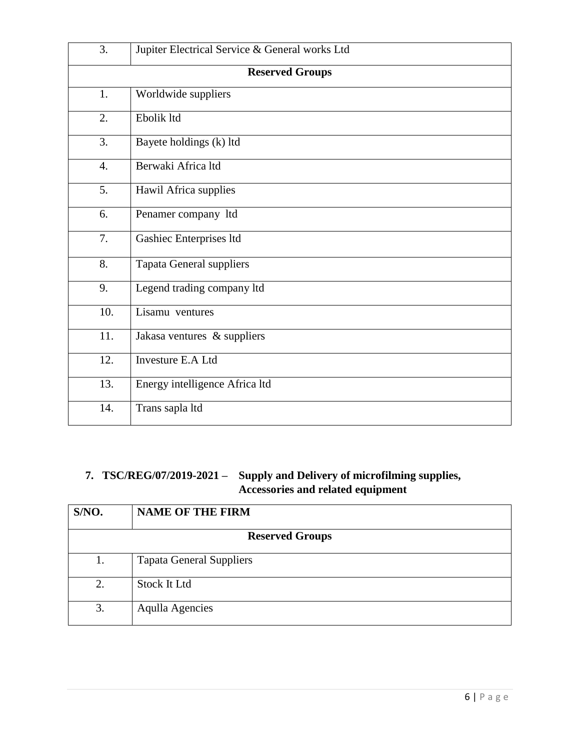| | |
|---|---|
| 3. | Jupiter Electrical Service & General works Ltd |
| **Reserved Groups** | |
| 1. | Worldwide suppliers |
| 2. | Ebolik ltd |
| 3. | Bayete holdings (k) ltd |
| 4. | Berwaki Africa ltd |
| 5. | Hawil Africa supplies |
| 6. | Penamer company ltd |
| 7. | Gashiec Enterprises ltd |
| 8. | Tapata General suppliers |
| 9. | Legend trading company ltd |
| 10. | Lisamu ventures |
| 11. | Jakasa ventures & suppliers |
| 12. | Investure E.A Ltd |
| 13. | Energy intelligence Africa ltd |
| 14. | Trans sapla ltd |

**7. TSC/REG/07/2019-2021 – Supply and Delivery of microfilming supplies, Accessories and related equipment**

| S/NO. | NAME OF THE FIRM |
|---|---|
| **Reserved Groups** | |
| 1. | Tapata General Suppliers |
| 2. | Stock It Ltd |
| 3. | Aqulla Agencies |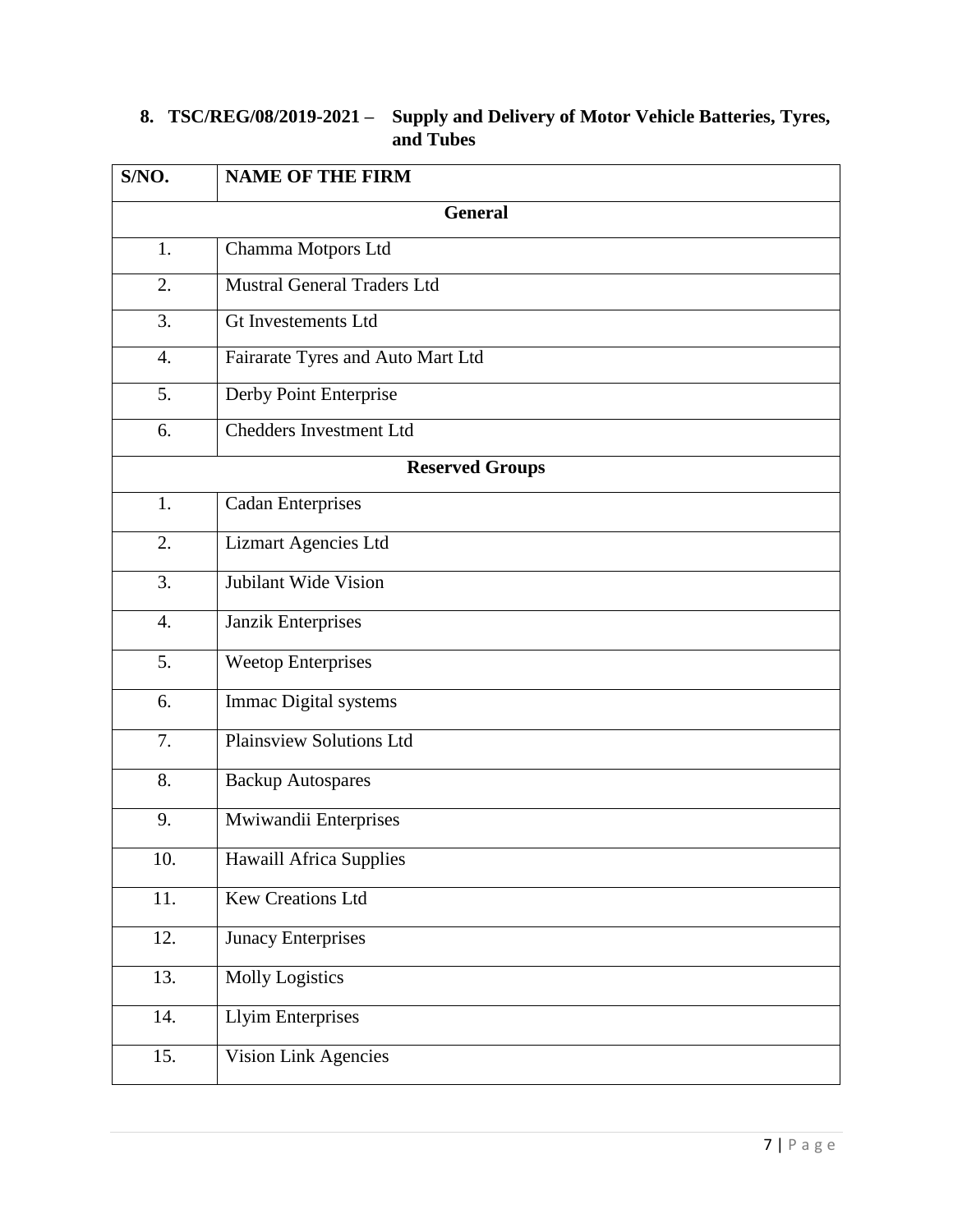## 8. TSC/REG/08/2019-2021 – Supply and Delivery of Motor Vehicle Batteries, Tyres, and Tubes

| S/NO. | NAME OF THE FIRM |
|---|---|
| **General** | |
| 1. | Chamma Motpors Ltd |
| 2. | Mustral General Traders Ltd |
| 3. | Gt Investements Ltd |
| 4. | Fairarate Tyres and Auto Mart Ltd |
| 5. | Derby Point Enterprise |
| 6. | Chedders Investment Ltd |
| **Reserved Groups** | |
| 1. | Cadan Enterprises |
| 2. | Lizmart Agencies Ltd |
| 3. | Jubilant Wide Vision |
| 4. | Janzik Enterprises |
| 5. | Weetop Enterprises |
| 6. | Immac Digital systems |
| 7. | Plainsview Solutions Ltd |
| 8. | Backup Autospares |
| 9. | Mwiwandii Enterprises |
| 10. | Hawaill Africa Supplies |
| 11. | Kew Creations Ltd |
| 12. | Junacy Enterprises |
| 13. | Molly Logistics |
| 14. | Llyim Enterprises |
| 15. | Vision Link Agencies |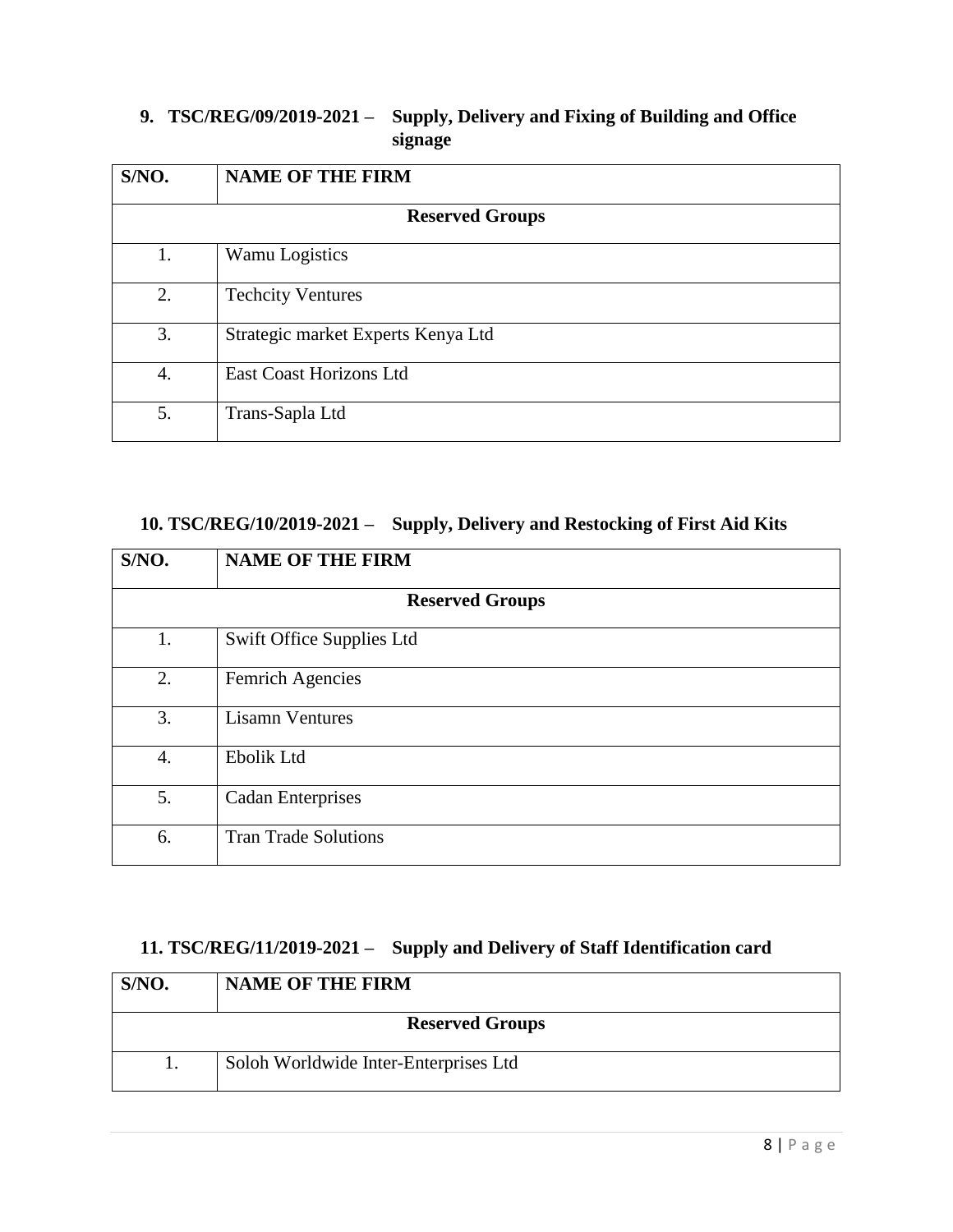**9. TSC/REG/09/2019-2021 – Supply, Delivery and Fixing of Building and Office signage**

| S/NO. | NAME OF THE FIRM |
|---|---|
| **Reserved Groups** | |
| 1. | Wamu Logistics |
| 2. | Techcity Ventures |
| 3. | Strategic market Experts Kenya Ltd |
| 4. | East Coast Horizons Ltd |
| 5. | Trans-Sapla Ltd |

**10. TSC/REG/10/2019-2021 – Supply, Delivery and Restocking of First Aid Kits**

| S/NO. | NAME OF THE FIRM |
|---|---|
| **Reserved Groups** | |
| 1. | Swift Office Supplies Ltd |
| 2. | Femrich Agencies |
| 3. | Lisamn Ventures |
| 4. | Ebolik Ltd |
| 5. | Cadan Enterprises |
| 6. | Tran Trade Solutions |

**11. TSC/REG/11/2019-2021 – Supply and Delivery of Staff Identification card**

| S/NO. | NAME OF THE FIRM |
|---|---|
| **Reserved Groups** | |
| 1. | Soloh Worldwide Inter-Enterprises Ltd |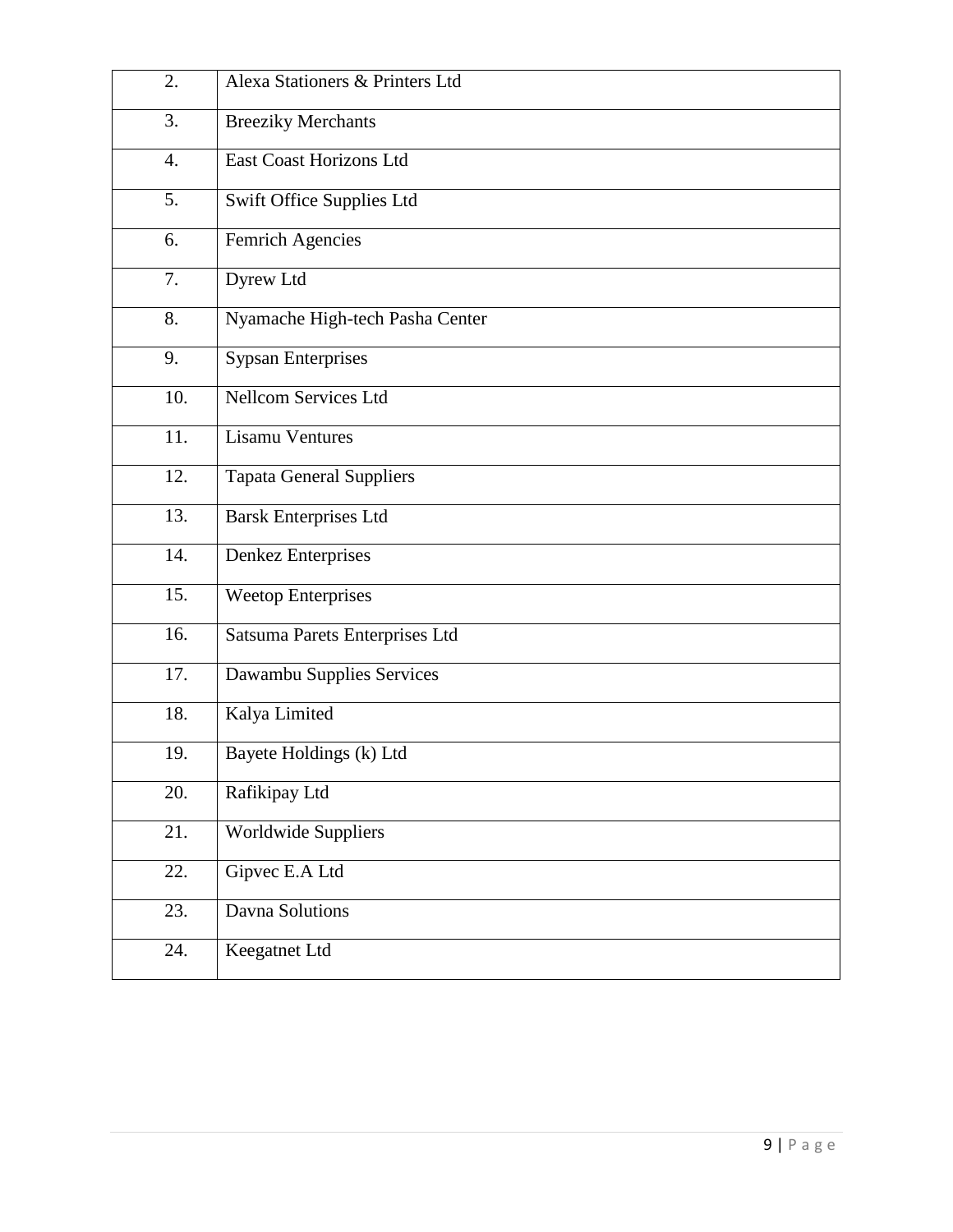| | |
|---|---|
| 2. | Alexa Stationers & Printers Ltd |
| 3. | Breeziky Merchants |
| 4. | East Coast Horizons Ltd |
| 5. | Swift Office Supplies Ltd |
| 6. | Femrich Agencies |
| 7. | Dyrew Ltd |
| 8. | Nyamache High-tech Pasha Center |
| 9. | Sypsan Enterprises |
| 10. | Nellcom Services Ltd |
| 11. | Lisamu Ventures |
| 12. | Tapata General Suppliers |
| 13. | Barsk Enterprises Ltd |
| 14. | Denkez Enterprises |
| 15. | Weetop Enterprises |
| 16. | Satsuma Parets Enterprises Ltd |
| 17. | Dawambu Supplies Services |
| 18. | Kalya Limited |
| 19. | Bayete Holdings (k) Ltd |
| 20. | Rafikipay Ltd |
| 21. | Worldwide Suppliers |
| 22. | Gipvec E.A Ltd |
| 23. | Davna Solutions |
| 24. | Keegatnet Ltd |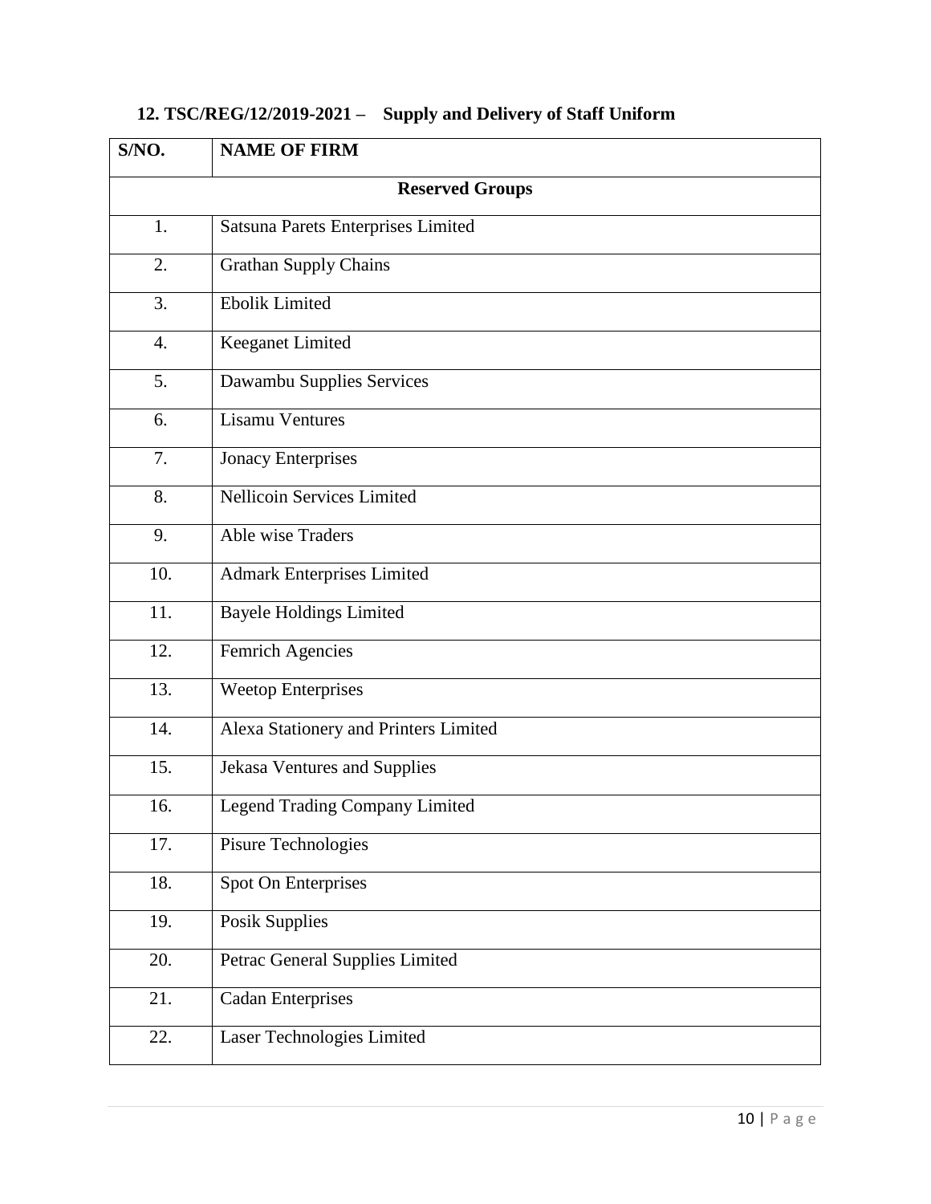**12. TSC/REG/12/2019-2021 – Supply and Delivery of Staff Uniform**

| S/NO. | NAME OF FIRM |
|---|---|
| **Reserved Groups** | |
| 1. | Satsuna Parets Enterprises Limited |
| 2. | Grathan Supply Chains |
| 3. | Ebolik Limited |
| 4. | Keeganet Limited |
| 5. | Dawambu Supplies Services |
| 6. | Lisamu Ventures |
| 7. | Jonacy Enterprises |
| 8. | Nellicoin Services Limited |
| 9. | Able wise Traders |
| 10. | Admark Enterprises Limited |
| 11. | Bayele Holdings Limited |
| 12. | Femrich Agencies |
| 13. | Weetop Enterprises |
| 14. | Alexa Stationery and Printers Limited |
| 15. | Jekasa Ventures and Supplies |
| 16. | Legend Trading Company Limited |
| 17. | Pisure Technologies |
| 18. | Spot On Enterprises |
| 19. | Posik Supplies |
| 20. | Petrac General Supplies Limited |
| 21. | Cadan Enterprises |
| 22. | Laser Technologies Limited |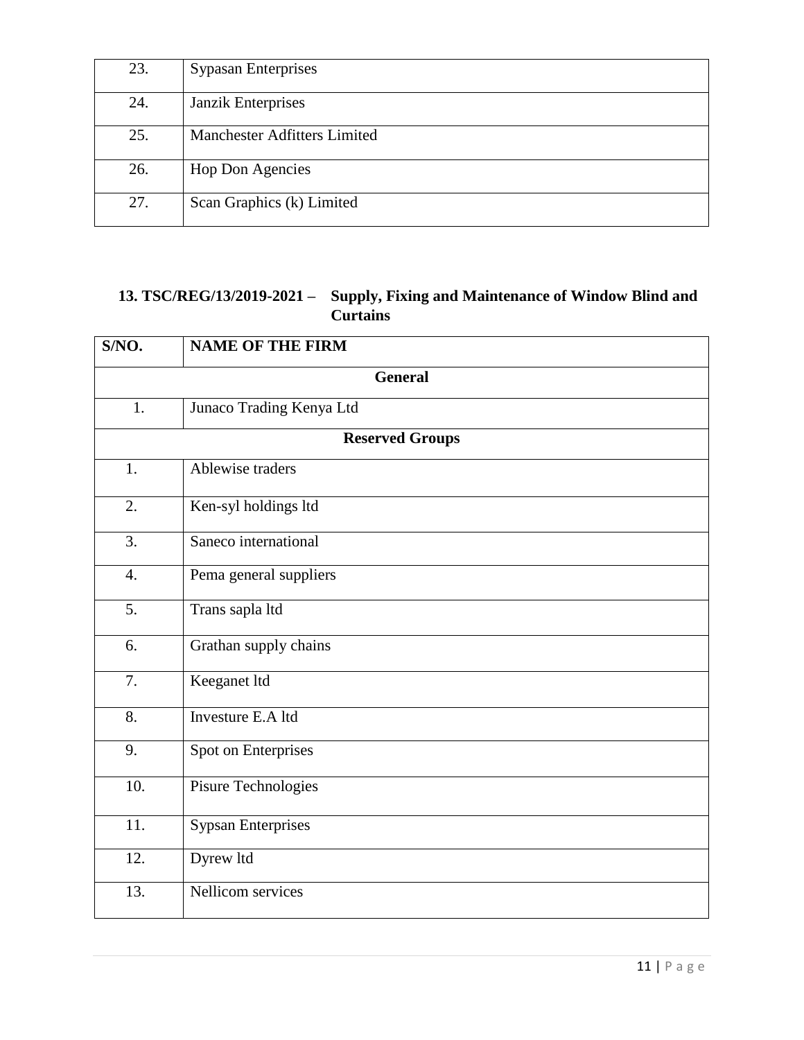| | |
|---|---|
| 23. | Sypasan Enterprises |
| 24. | Janzik Enterprises |
| 25. | Manchester Adfitters Limited |
| 26. | Hop Don Agencies |
| 27. | Scan Graphics (k) Limited |

### 13. TSC/REG/13/2019-2021 – Supply, Fixing and Maintenance of Window Blind and Curtains

| S/NO. | NAME OF THE FIRM |
|---|---|
| **General** | |
| 1. | Junaco Trading Kenya Ltd |
| **Reserved Groups** | |
| 1. | Ablewise traders |
| 2. | Ken-syl holdings ltd |
| 3. | Saneco international |
| 4. | Pema general suppliers |
| 5. | Trans sapla ltd |
| 6. | Grathan supply chains |
| 7. | Keeganet ltd |
| 8. | Investure E.A ltd |
| 9. | Spot on Enterprises |
| 10. | Pisure Technologies |
| 11. | Sypsan Enterprises |
| 12. | Dyrew ltd |
| 13. | Nellicom services |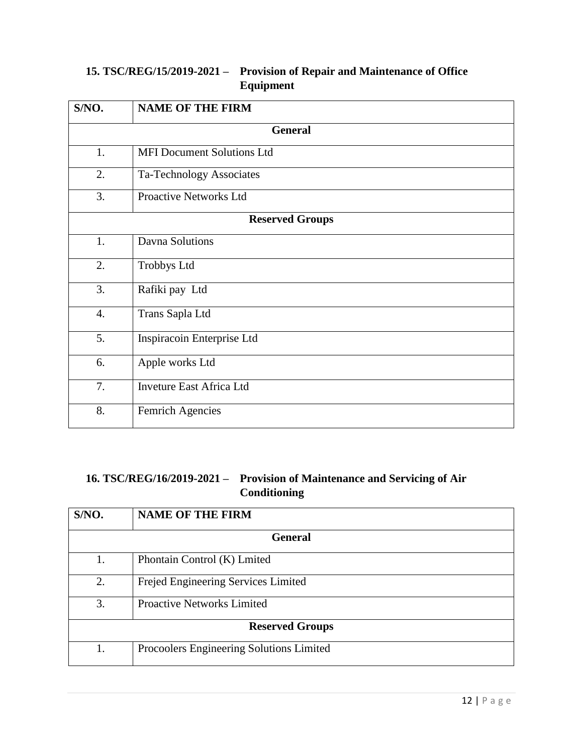### 15. TSC/REG/15/2019-2021 – Provision of Repair and Maintenance of Office Equipment

| S/NO. | NAME OF THE FIRM |
|---|---|
| **General** | |
| 1. | MFI Document Solutions Ltd |
| 2. | Ta-Technology Associates |
| 3. | Proactive Networks Ltd |
| **Reserved Groups** | |
| 1. | Davna Solutions |
| 2. | Trobbys Ltd |
| 3. | Rafiki pay Ltd |
| 4. | Trans Sapla Ltd |
| 5. | Inspiracoin Enterprise Ltd |
| 6. | Apple works Ltd |
| 7. | Inveture East Africa Ltd |
| 8. | Femrich Agencies |

### 16. TSC/REG/16/2019-2021 – Provision of Maintenance and Servicing of Air Conditioning

| S/NO. | NAME OF THE FIRM |
|---|---|
| **General** | |
| 1. | Phontain Control (K) Lmited |
| 2. | Frejed Engineering Services Limited |
| 3. | Proactive Networks Limited |
| **Reserved Groups** | |
| 1. | Procoolers Engineering Solutions Limited |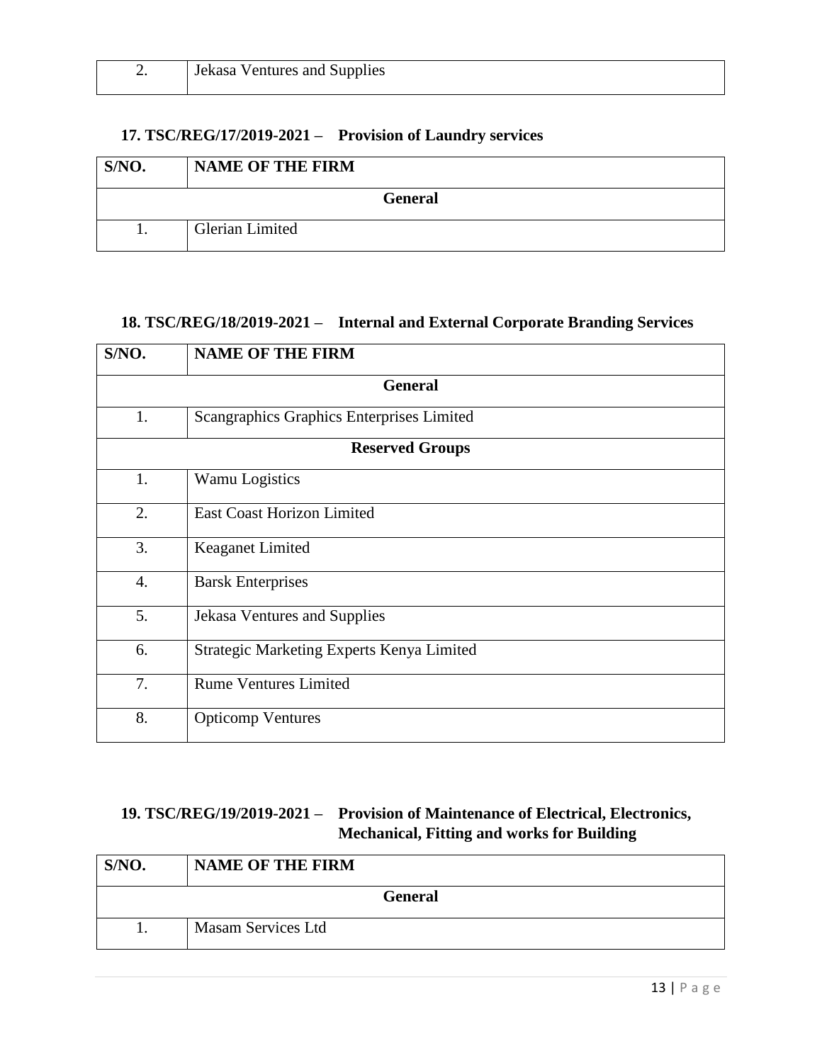| | |
|---|---|
| 2. | Jekasa Ventures and Supplies |

### 17. TSC/REG/17/2019-2021 – Provision of Laundry services

| S/NO. | NAME OF THE FIRM |
|---|---|
| **General** | |
| 1. | Glerian Limited |

### 18. TSC/REG/18/2019-2021 – Internal and External Corporate Branding Services

| S/NO. | NAME OF THE FIRM |
|---|---|
| **General** | |
| 1. | Scangraphics Graphics Enterprises Limited |
| **Reserved Groups** | |
| 1. | Wamu Logistics |
| 2. | East Coast Horizon Limited |
| 3. | Keaganet Limited |
| 4. | Barsk Enterprises |
| 5. | Jekasa Ventures and Supplies |
| 6. | Strategic Marketing Experts Kenya Limited |
| 7. | Rume Ventures Limited |
| 8. | Opticomp Ventures |

### 19. TSC/REG/19/2019-2021 – Provision of Maintenance of Electrical, Electronics, Mechanical, Fitting and works for Building

| S/NO. | NAME OF THE FIRM |
|---|---|
| **General** | |
| 1. | Masam Services Ltd |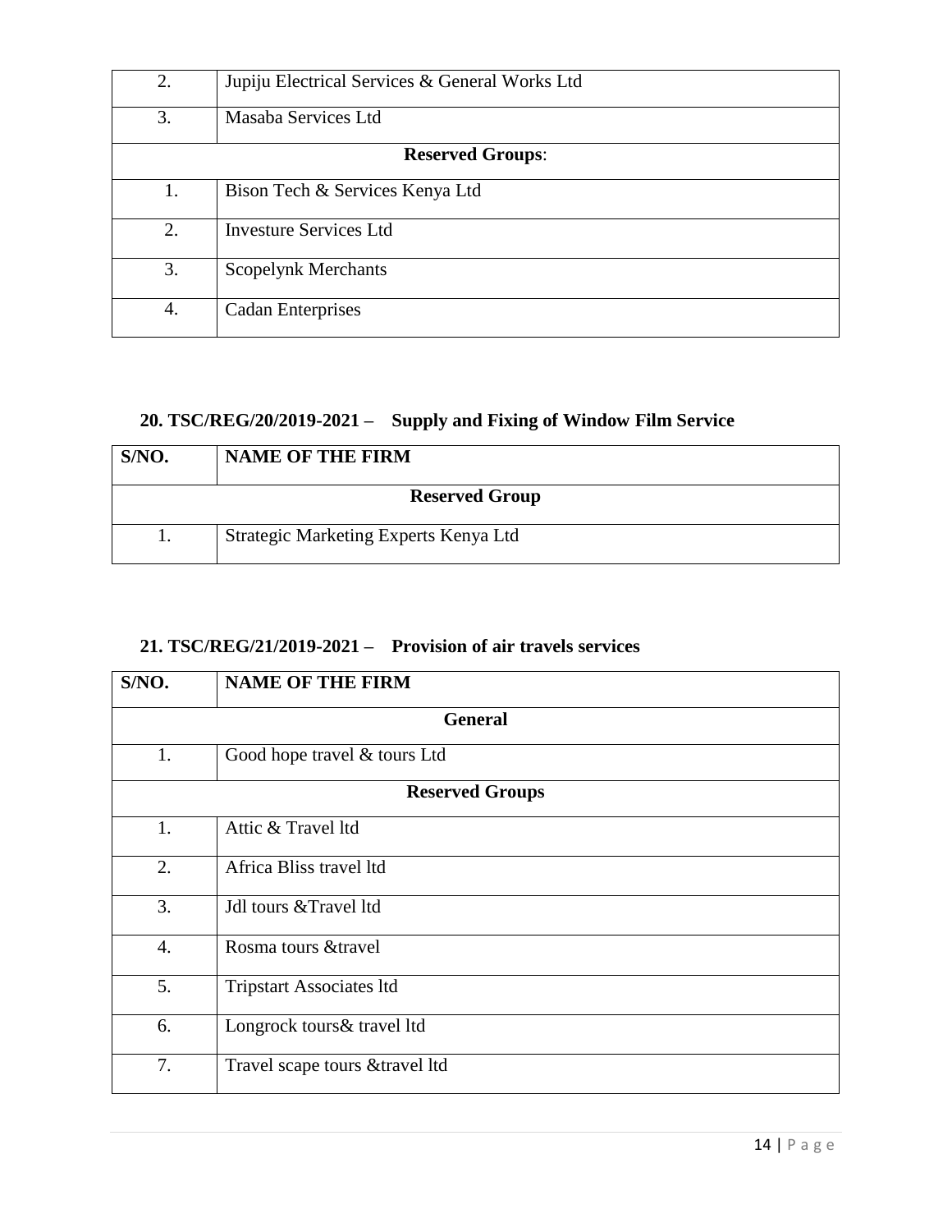| | |
|---|---|
| 2. | Jupiju Electrical Services & General Works Ltd |
| 3. | Masaba Services Ltd |
| **Reserved Groups**: | |
| 1. | Bison Tech & Services Kenya Ltd |
| 2. | Investure Services Ltd |
| 3. | Scopelynk Merchants |
| 4. | Cadan Enterprises |

## 20. TSC/REG/20/2019-2021 – Supply and Fixing of Window Film Service

| S/NO. | NAME OF THE FIRM |
|---|---|
| **Reserved Group** | |
| 1. | Strategic Marketing Experts Kenya Ltd |

## 21. TSC/REG/21/2019-2021 – Provision of air travels services

| S/NO. | NAME OF THE FIRM |
|---|---|
| **General** | |
| 1. | Good hope travel & tours Ltd |
| **Reserved Groups** | |
| 1. | Attic & Travel ltd |
| 2. | Africa Bliss travel ltd |
| 3. | Jdl tours &Travel ltd |
| 4. | Rosma tours &travel |
| 5. | Tripstart Associates ltd |
| 6. | Longrock tours& travel ltd |
| 7. | Travel scape tours &travel ltd |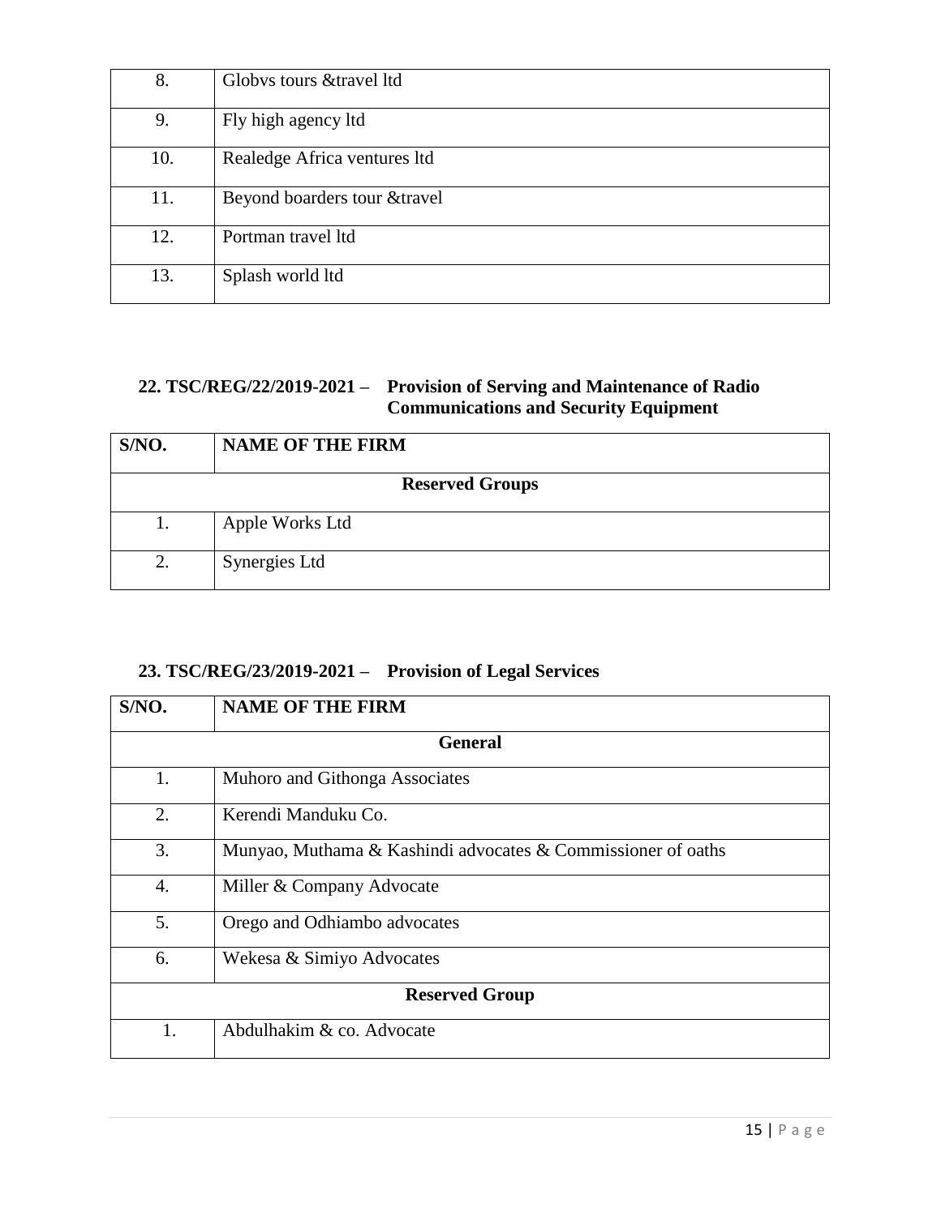| | |
|---|---|
| 8. | Globvs tours &travel ltd |
| 9. | Fly high agency ltd |
| 10. | Realedge Africa ventures ltd |
| 11. | Beyond boarders tour &travel |
| 12. | Portman travel ltd |
| 13. | Splash world ltd |

### 22. TSC/REG/22/2019-2021 – Provision of Serving and Maintenance of Radio Communications and Security Equipment

| S/NO. | NAME OF THE FIRM |
|---|---|
| **Reserved Groups** | |
| 1. | Apple Works Ltd |
| 2. | Synergies Ltd |

### 23. TSC/REG/23/2019-2021 – Provision of Legal Services

| S/NO. | NAME OF THE FIRM |
|---|---|
| **General** | |
| 1. | Muhoro and Githonga Associates |
| 2. | Kerendi Manduku Co. |
| 3. | Munyao, Muthama & Kashindi advocates & Commissioner of oaths |
| 4. | Miller & Company Advocate |
| 5. | Orego and Odhiambo advocates |
| 6. | Wekesa & Simiyo Advocates |
| **Reserved Group** | |
| 1. | Abdulhakim & co. Advocate |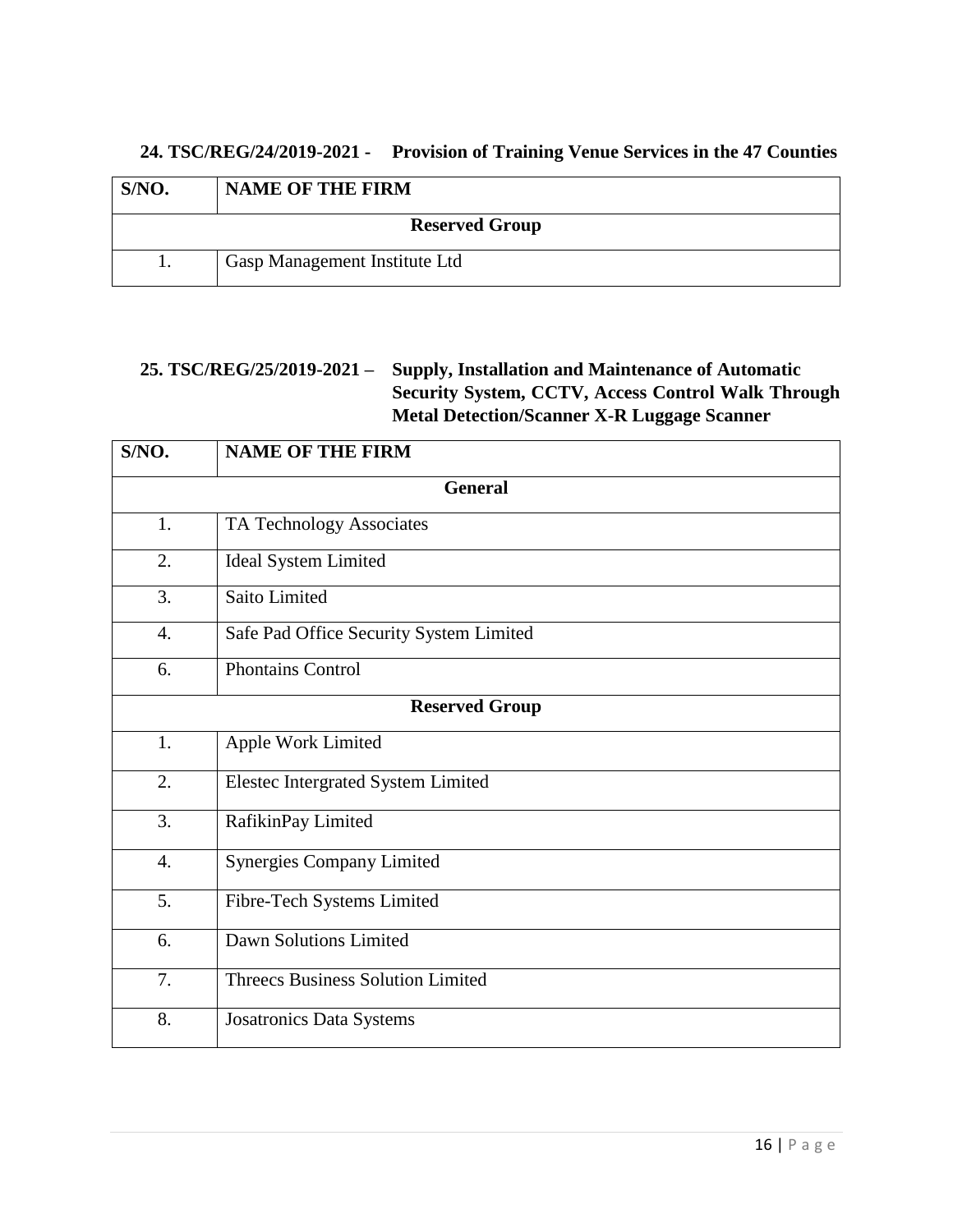**24. TSC/REG/24/2019-2021 - Provision of Training Venue Services in the 47 Counties**

| S/NO. | NAME OF THE FIRM |
|---|---|
| **Reserved Group** | |
| 1. | Gasp Management Institute Ltd |

**25. TSC/REG/25/2019-2021 – Supply, Installation and Maintenance of Automatic Security System, CCTV, Access Control Walk Through Metal Detection/Scanner X-R Luggage Scanner**

| S/NO. | NAME OF THE FIRM |
|---|---|
| **General** | |
| 1. | TA Technology Associates |
| 2. | Ideal System Limited |
| 3. | Saito Limited |
| 4. | Safe Pad Office Security System Limited |
| 6. | Phontains Control |
| **Reserved Group** | |
| 1. | Apple Work Limited |
| 2. | Elestec Intergrated System Limited |
| 3. | RafikinPay Limited |
| 4. | Synergies Company Limited |
| 5. | Fibre-Tech Systems Limited |
| 6. | Dawn Solutions Limited |
| 7. | Threecs Business Solution Limited |
| 8. | Josatronics Data Systems |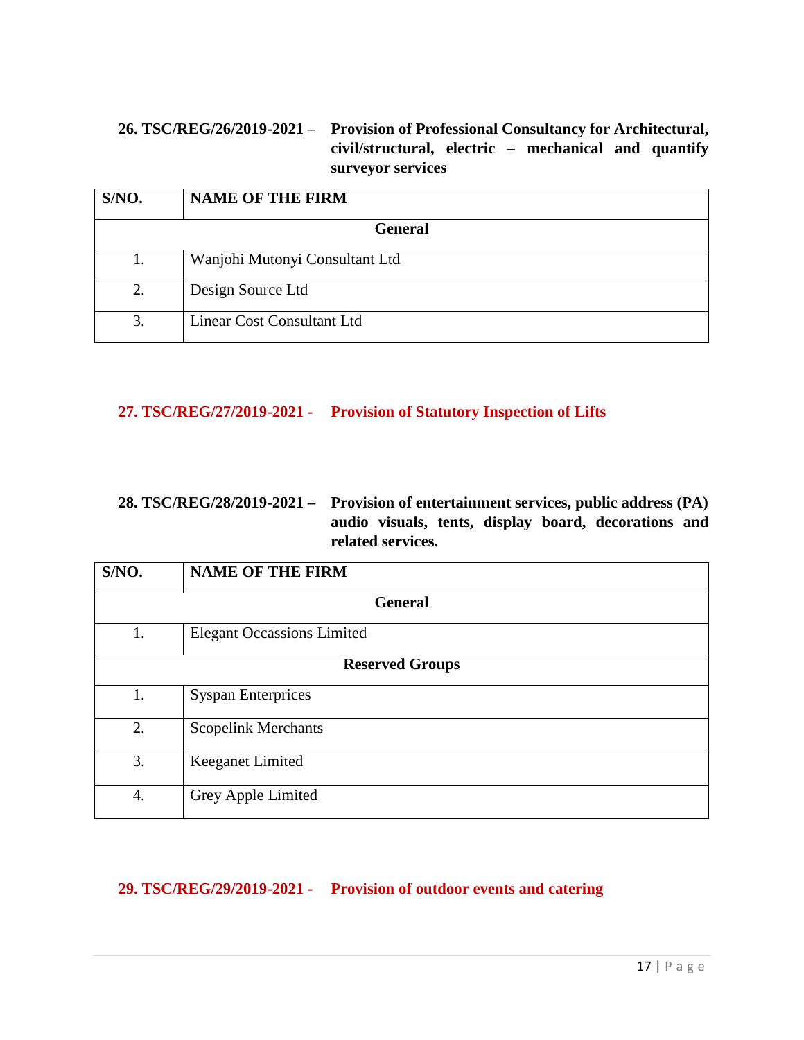**26. TSC/REG/26/2019-2021 – Provision of Professional Consultancy for Architectural, civil/structural, electric – mechanical and quantify surveyor services**

| S/NO. | NAME OF THE FIRM |
| --- | --- |
| **General** | |
| 1. | Wanjohi Mutonyi Consultant Ltd |
| 2. | Design Source Ltd |
| 3. | Linear Cost Consultant Ltd |

**27. TSC/REG/27/2019-2021 - Provision of Statutory Inspection of Lifts**

**28. TSC/REG/28/2019-2021 – Provision of entertainment services, public address (PA) audio visuals, tents, display board, decorations and related services.**

| S/NO. | NAME OF THE FIRM |
| --- | --- |
| **General** | |
| 1. | Elegant Occassions Limited |
| **Reserved Groups** | |
| 1. | Syspan Enterprices |
| 2. | Scopelink Merchants |
| 3. | Keeganet Limited |
| 4. | Grey Apple Limited |

**29. TSC/REG/29/2019-2021 - Provision of outdoor events and catering**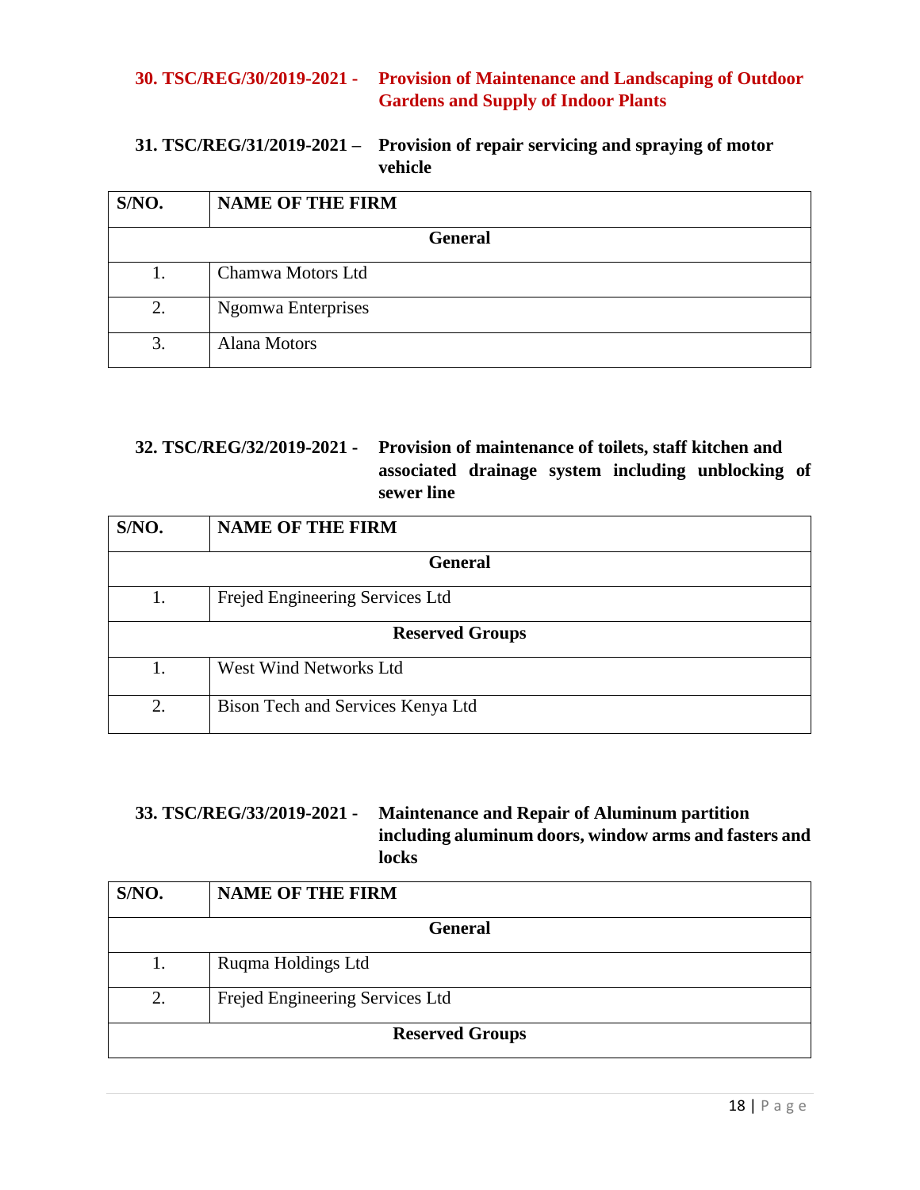**30. TSC/REG/30/2019-2021 - Provision of Maintenance and Landscaping of Outdoor Gardens and Supply of Indoor Plants**

**31. TSC/REG/31/2019-2021 – Provision of repair servicing and spraying of motor vehicle**

| S/NO. | NAME OF THE FIRM |
|---|---|
| **General** | |
| 1. | Chamwa Motors Ltd |
| 2. | Ngomwa Enterprises |
| 3. | Alana Motors |

**32. TSC/REG/32/2019-2021 - Provision of maintenance of toilets, staff kitchen and associated drainage system including unblocking of sewer line**

| S/NO. | NAME OF THE FIRM |
|---|---|
| **General** | |
| 1. | Frejed Engineering Services Ltd |
| **Reserved Groups** | |
| 1. | West Wind Networks Ltd |
| 2. | Bison Tech and Services Kenya Ltd |

**33. TSC/REG/33/2019-2021 - Maintenance and Repair of Aluminum partition including aluminum doors, window arms and fasters and locks**

| S/NO. | NAME OF THE FIRM |
|---|---|
| **General** | |
| 1. | Ruqma Holdings Ltd |
| 2. | Frejed Engineering Services Ltd |
| **Reserved Groups** | |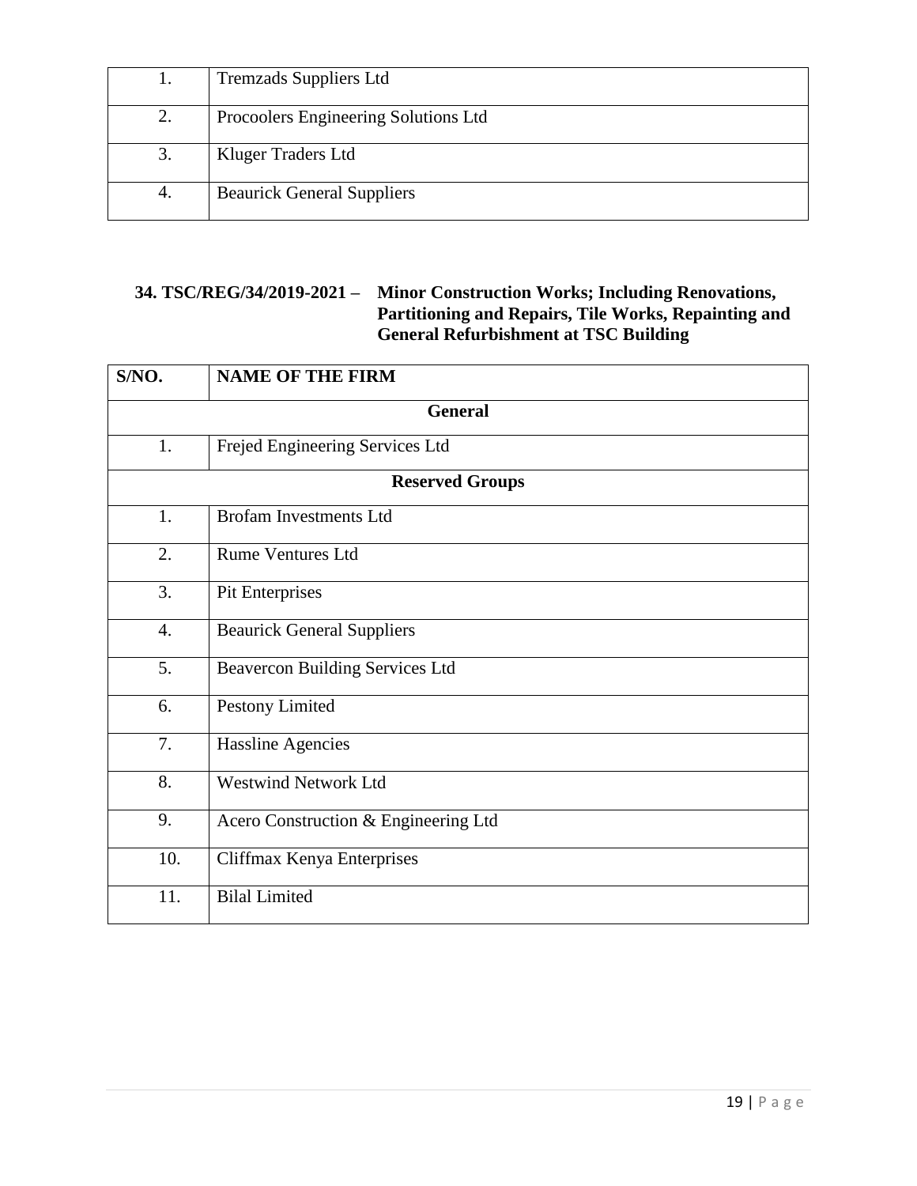| | |
|---|---|
| 1. | Tremzads Suppliers Ltd |
| 2. | Procoolers Engineering Solutions Ltd |
| 3. | Kluger Traders Ltd |
| 4. | Beaurick General Suppliers |

### 34. TSC/REG/34/2019-2021 – Minor Construction Works; Including Renovations, Partitioning and Repairs, Tile Works, Repainting and General Refurbishment at TSC Building

| S/NO. | NAME OF THE FIRM |
|---|---|
| **General** | |
| 1. | Frejed Engineering Services Ltd |
| **Reserved Groups** | |
| 1. | Brofam Investments Ltd |
| 2. | Rume Ventures Ltd |
| 3. | Pit Enterprises |
| 4. | Beaurick General Suppliers |
| 5. | Beavercon Building Services Ltd |
| 6. | Pestony Limited |
| 7. | Hassline Agencies |
| 8. | Westwind Network Ltd |
| 9. | Acero Construction & Engineering Ltd |
| 10. | Cliffmax Kenya Enterprises |
| 11. | Bilal Limited |